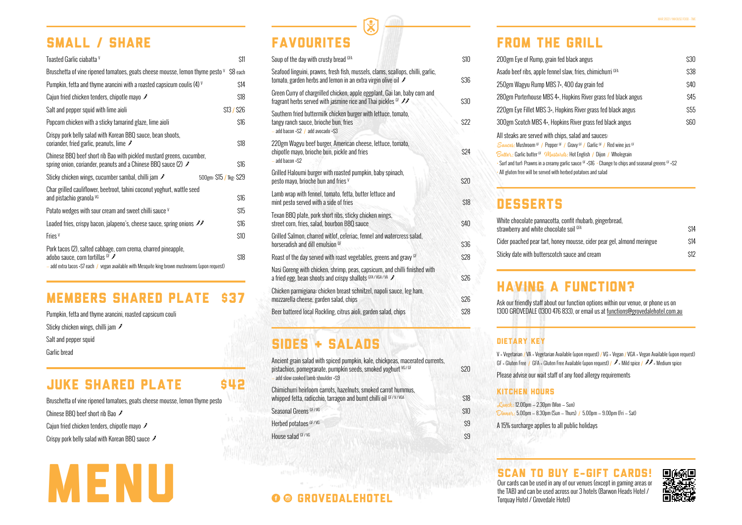## SMALL / SHARE

| Item | Price |
|---|---|
| Toasted Garlic ciabatta V | $11 |
| Bruschetta of vine ripened tomatoes, goats cheese mousse, lemon thyme pesto V | $8 each |
| Pumpkin, fetta and thyme arancini with a roasted capsicum coulis (4) V | $14 |
| Cajun fried chicken tenders, chipotle mayo 🌶 | $18 |
| Salt and pepper squid with lime aioli | $13 / $26 |
| Popcorn chicken with a sticky tamarind glaze, lime aioli | $16 |
| Crispy pork belly salad with Korean BBQ sauce, bean shoots, coriander, fried garlic, peanuts, lime 🌶 | $18 |
| Chinese BBQ beef short rib Bao with pickled mustard greens, cucumber, spring onion, coriander, peanuts and a Chinese BBQ sauce (2) 🌶 | $16 |
| Sticky chicken wings, cucumber sambal, chilli jam 🌶 | 500gm: $15 / 1kg: $29 |
| Char grilled cauliflower, beetroot, tahini coconut yoghurt, wattle seed and pistachio granola VG | $16 |
| Potato wedges with sour cream and sweet chilli sauce V | $15 |
| Loaded fries, crispy bacon, jalapeno's, cheese sauce, spring onions 🌶🌶 | $16 |
| Fries V | $10 |
| Pork tacos (2), salted cabbage, corn crema, charred pineapple, adobo sauce, corn tortillas GF 🌶 | $18 |

– add extra tacos +$7 each / vegan available with Mesquite king brown mushrooms (upon request)

## MEMBERS SHARED PLATE $37

Pumpkin, fetta and thyme arancini, roasted capsicum couli

Sticky chicken wings, chilli jam 🌶

Salt and pepper squid

Garlic bread

## JUKE SHARED PLATE $42

Bruschetta of vine ripened tomatoes, goats cheese mousse, lemon thyme pesto

Chinese BBQ beef short rib Bao 🌶

Cajun fried chicken tenders, chipotle mayo 🌶

Crispy pork belly salad with Korean BBQ sauce 🌶

# MENU

## FAVOURITES

| Item | Price |
|---|---|
| Soup of the day with crusty bread GFA | $10 |
| Seafood linguini, prawns, fresh fish, mussels, clams, scallops, chilli, garlic, tomato, garden herbs and lemon in an extra virgin olive oil 🌶 | $36 |
| Green Curry of chargrilled chicken, apple eggplant, Gai lan, baby corn and fragrant herbs served with jasmine rice and Thai pickles GF 🌶🌶 | $30 |
| Southern fried buttermilk chicken burger with lettuce, tomato, tangy ranch sauce, brioche bun, fries – add bacon +$2 / add avocado +$3 | $22 |
| 220gm Wagyu beef burger, American cheese, lettuce, tomato, chipotle mayo, brioche bun, pickle and fries – add bacon +$2 | $24 |
| Grilled Haloumi burger with roasted pumpkin, baby spinach, pesto mayo, brioche bun and fries V | $20 |
| Lamb wrap with fennel, tomato, fetta, butter lettuce and mint pesto served with a side of fries | $18 |
| Texan BBQ plate, pork short ribs, sticky chicken wings, street corn, fries, salad, bourbon BBQ sauce | $40 |
| Grilled Salmon, charred witlof, celeriac, fennel and watercress salad, horseradish and dill emulsion GF | $36 |
| Roast of the day served with roast vegetables, greens and gravy GF | $28 |
| Nasi Goreng with chicken, shrimp, peas, capsicum, and chilli finished with a fried egg, bean shoots and crispy shallots GFA / VGA / VA 🌶 | $26 |
| Chicken parmigiana: chicken breast schnitzel, napoli sauce, leg ham, mozzarella cheese, garden salad, chips | $26 |
| Beer battered local Rockling, citrus aioli, garden salad, chips | $28 |

## SIDES + SALADS

| Item | Price |
|---|---|
| Ancient grain salad with spiced pumpkin, kale, chickpeas, macerated currents, pistachios, pomegranate, pumpkin seeds, smoked yoghurt VG / GF – add slow cooked lamb shoulder +$9 | $20 |
| Chimichurri heirloom carrots, hazelnuts, smoked carrot hummus, whipped fetta, radicchio, tarragon and burnt chilli oil GF / V / VGA | $18 |
| Seasonal Greens GF / VG | $10 |
| Herbed potatoes GF / VG | $9 |
| House salad GF / VG | $9 |

GROVEDALEHOTEL

## FROM THE GRILL

| Item | Price |
|---|---|
| 200gm Eye of Rump, grain fed black angus | $30 |
| Asado beef ribs, apple fennel slaw, fries, chimichurri GFA | $38 |
| 250gm Wagyu Rump MBS 7+, 400 day grain fed | $40 |
| 280gm Porterhouse MBS 4+, Hopkins River grass fed black angus | $45 |
| 220gm Eye Fillet MBS 3+, Hopkins River grass fed black angus | $55 |
| 300gm Scotch MBS 4+, Hopkins River grass fed black angus | $60 |

All steaks are served with chips, salad and sauces:

*Sauces:* Mushroom GF / Pepper GF / Gravy GF / Garlic GF / Red wine jus GF

*Butter:* Garlic butter GF *Mustards:* Hot English / Dijon / Wholegrain

- Surf and turf: Prawns in a creamy garlic sauce GF +$16 - Change to chips and seasonal greens GF +$2
- All gluten free will be served with herbed potatoes and salad

## DESSERTS

| Item | Price |
|---|---|
| White chocolate pannacotta, confit rhubarb, gingerbread, strawberry and white chocolate soil GFA | $14 |
| Cider poached pear tart, honey mousse, cider pear gel, almond meringue | $14 |
| Sticky date with butterscotch sauce and cream | $12 |

## HAVING A FUNCTION?

Ask our friendly staff about our function options within our venue, or phone us on 1300 GROVEDALE (1300 476 833), or email us at functions@grovedalehotel.com.au

### DIETARY KEY

V = Vegetarian / VA = Vegetarian Available (upon request) / VG = Vegan / VGA = Vegan Available (upon request) GF = Gluten Free / GFA = Gluten Free Available (upon request) / 🌶 = Mild spice / 🌶🌶 = Medium spice

Please advise our wait staff of any food allergy requirements

### KITCHEN HOURS

*Lunch:* 12.00pm – 2.30pm (Mon – Sun)

*Dinner:* 5.00pm – 8.30pm (Sun – Thurs) / 5.00pm – 9.00pm (Fri – Sat)

A 15% surcharge applies to all public holidays

## SCAN TO BUY E-GIFT CARDS!

Our cards can be used in any of our venues (except in gaming areas or the TAB) and can be used across our 3 hotels (Barwon Heads Hotel / Torquay Hotel / Grovedale Hotel)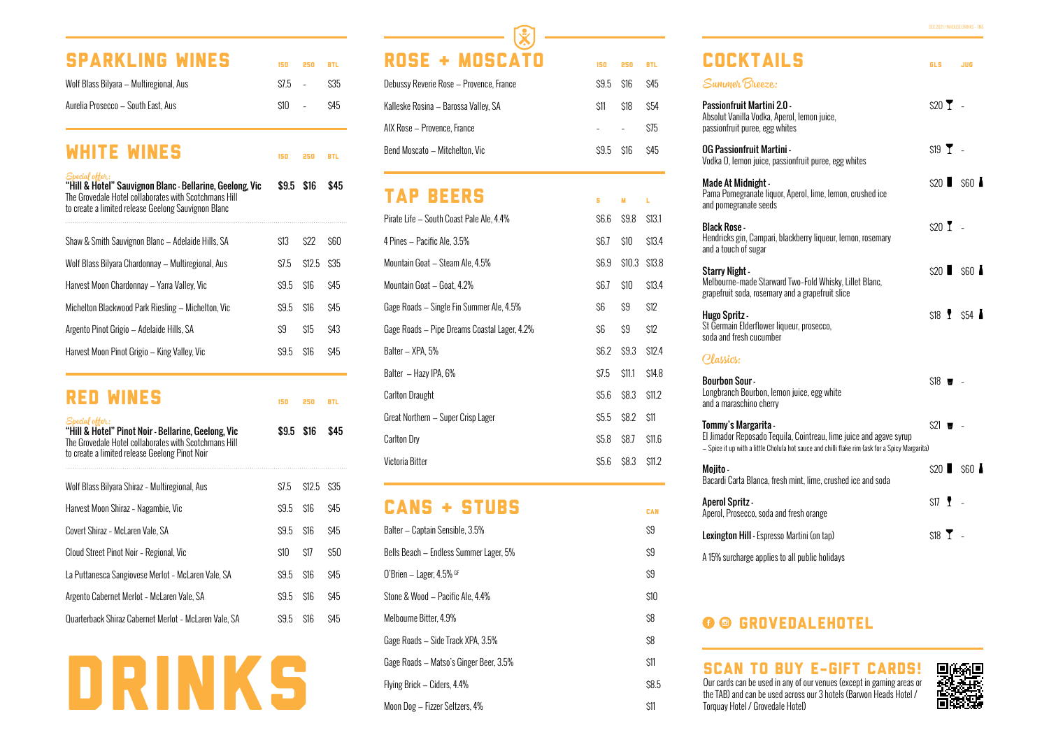## SPARKLING WINES

| | 150 | 250 | BTL |
|---|---|---|---|
| Wolf Blass Bilyara – Multiregional, Aus | $7.5 | - | $35 |
| Aurelia Prosecco – South East, Aus | $10 | - | $45 |

## WHITE WINES

| | 150 | 250 | BTL |
|---|---|---|---|
| *Special offer:* **"Hill & Hotel" Sauvignon Blanc - Bellarine, Geelong, Vic** The Grovedale Hotel collaborates with Scotchmans Hill to create a limited release Geelong Sauvignon Blanc | **$9.5** | **$16** | **$45** |
| Shaw & Smith Sauvignon Blanc – Adelaide Hills, SA | $13 | $22 | $60 |
| Wolf Blass Bilyara Chardonnay – Multiregional, Aus | $7.5 | $12.5 | $35 |
| Harvest Moon Chardonnay – Yarra Valley, Vic | $9.5 | $16 | $45 |
| Michelton Blackwood Park Riesling – Michelton, Vic | $9.5 | $16 | $45 |
| Argento Pinot Grigio – Adelaide Hills, SA | $9 | $15 | $43 |
| Harvest Moon Pinot Grigio – King Valley, Vic | $9.5 | $16 | $45 |

## RED WINES

| | 150 | 250 | BTL |
|---|---|---|---|
| *Special offer:* **"Hill & Hotel" Pinot Noir - Bellarine, Geelong, Vic** The Grovedale Hotel collaborates with Scotchmans Hill to create a limited release Geelong Pinot Noir | **$9.5** | **$16** | **$45** |
| Wolf Blass Bilyara Shiraz - Multiregional, Aus | $7.5 | $12.5 | $35 |
| Harvest Moon Shiraz - Nagambie, Vic | $9.5 | $16 | $45 |
| Covert Shiraz - McLaren Vale, SA | $9.5 | $16 | $45 |
| Cloud Street Pinot Noir - Regional, Vic | $10 | $17 | $50 |
| La Puttanesca Sangiovese Merlot - McLaren Vale, SA | $9.5 | $16 | $45 |
| Argento Cabernet Merlot - McLaren Vale, SA | $9.5 | $16 | $45 |
| Quarterback Shiraz Cabernet Merlot - McLaren Vale, SA | $9.5 | $16 | $45 |

# DRINKS

## ROSE + MOSCATO

| | 150 | 250 | BTL |
|---|---|---|---|
| Debussy Reverie Rose – Provence, France | $9.5 | $16 | $45 |
| Kalleske Rosina – Barossa Valley, SA | $11 | $18 | $54 |
| AIX Rose – Provence, France | - | - | $75 |
| Bend Moscato – Mitchelton, Vic | $9.5 | $16 | $45 |

## TAP BEERS

| | S | M | L |
|---|---|---|---|
| Pirate Life – South Coast Pale Ale, 4.4% | $6.6 | $9.8 | $13.1 |
| 4 Pines – Pacific Ale, 3.5% | $6.7 | $10 | $13.4 |
| Mountain Goat – Steam Ale, 4.5% | $6.9 | $10.3 | $13.8 |
| Mountain Goat – Goat, 4.2% | $6.7 | $10 | $13.4 |
| Gage Roads – Single Fin Summer Ale, 4.5% | $6 | $9 | $12 |
| Gage Roads – Pipe Dreams Coastal Lager, 4.2% | $6 | $9 | $12 |
| Balter – XPA, 5% | $6.2 | $9.3 | $12.4 |
| Balter – Hazy IPA, 6% | $7.5 | $11.1 | $14.8 |
| Carlton Draught | $5.6 | $8.3 | $11.2 |
| Great Northern – Super Crisp Lager | $5.5 | $8.2 | $11 |
| Carlton Dry | $5.8 | $8.7 | $11.6 |
| Victoria Bitter | $5.6 | $8.3 | $11.2 |

## CANS + STUBS

| | CAN |
|---|---|
| Balter – Captain Sensible, 3.5% | $9 |
| Bells Beach – Endless Summer Lager, 5% | $9 |
| O'Brien – Lager, 4.5% GF | $9 |
| Stone & Wood – Pacific Ale, 4.4% | $10 |
| Melbourne Bitter, 4.9% | $8 |
| Gage Roads – Side Track XPA, 3.5% | $8 |
| Gage Roads – Matso's Ginger Beer, 3.5% | $11 |
| Flying Brick – Ciders, 4.4% | $8.5 |
| Moon Dog – Fizzer Seltzers, 4% | $11 |

## COCKTAILS

| | GLS | JUG |
|---|---|---|
| ***Summer Breeze:*** | | |
| **Passionfruit Martini 2.0** - Absolut Vanilla Vodka, Aperol, lemon juice, passionfruit puree, egg whites | $20 | - |
| **OG Passionfruit Martini** - Vodka O, lemon juice, passionfruit puree, egg whites | $19 | - |
| **Made At Midnight** - Pama Pomegranate liquor, Aperol, lime, lemon, crushed ice and pomegranate seeds | $20 | $60 |
| **Black Rose** - Hendricks gin, Campari, blackberry liqueur, lemon, rosemary and a touch of sugar | $20 | - |
| **Starry Night** - Melbourne-made Starward Two-Fold Whisky, Lillet Blanc, grapefruit soda, rosemary and a grapefruit slice | $20 | $60 |
| **Hugo Spritz** - St Germain Elderflower liqueur, prosecco, soda and fresh cucumber | $18 | $54 |
| ***Classics:*** | | |
| **Bourbon Sour** - Longbranch Bourbon, lemon juice, egg white and a maraschino cherry | $18 | - |
| **Tommy's Margarita** - El Jimador Reposado Tequila, Cointreau, lime juice and agave syrup – Spice it up with a little Cholula hot sauce and chilli flake rim (ask for a Spicy Margarita) | $21 | - |
| **Mojito** - Bacardi Carta Blanca, fresh mint, lime, crushed ice and soda | $20 | $60 |
| **Aperol Spritz** - Aperol, Prosecco, soda and fresh orange | $17 | - |
| **Lexington Hill** - Espresso Martini (on tap) | $18 | - |

A 15% surcharge applies to all public holidays

## GROVEDALEHOTEL

## SCAN TO BUY E-GIFT CARDS!

Our cards can be used in any of our venues (except in gaming areas or the TAB) and can be used across our 3 hotels (Barwon Heads Hotel / Torquay Hotel / Grovedale Hotel)